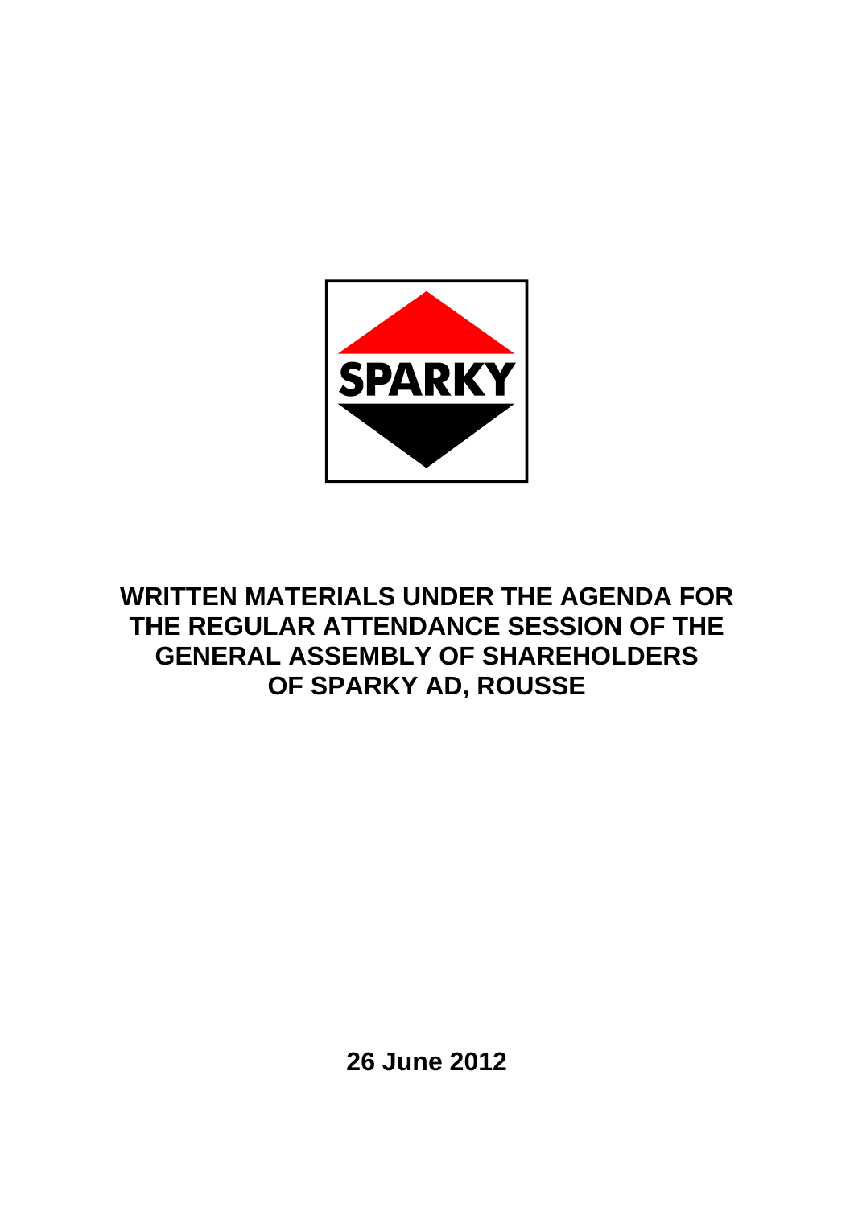SPARKY

# WRITTEN MATERIALS UNDER THE AGENDA FOR THE REGULAR ATTENDANCE SESSION OF THE GENERAL ASSEMBLY OF SHAREHOLDERS OF SPARKY AD, ROUSSE

**26 June 2012**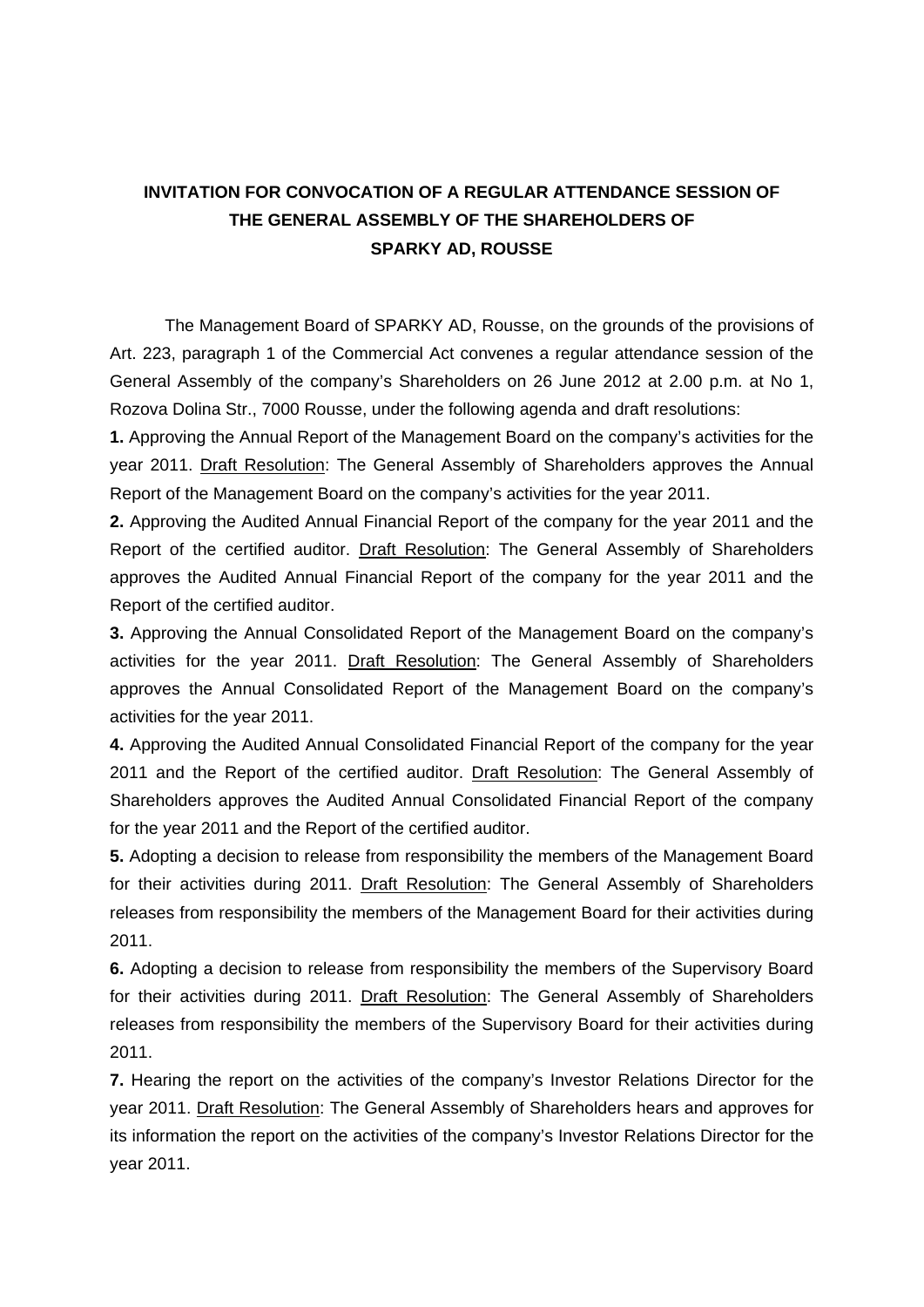# INVITATION FOR CONVOCATION OF A REGULAR ATTENDANCE SESSION OF THE GENERAL ASSEMBLY OF THE SHAREHOLDERS OF SPARKY AD, ROUSSE

The Management Board of SPARKY AD, Rousse, on the grounds of the provisions of Art. 223, paragraph 1 of the Commercial Act convenes a regular attendance session of the General Assembly of the company's Shareholders on 26 June 2012 at 2.00 p.m. at No 1, Rozova Dolina Str., 7000 Rousse, under the following agenda and draft resolutions:

**1.** Approving the Annual Report of the Management Board on the company's activities for the year 2011. Draft Resolution: The General Assembly of Shareholders approves the Annual Report of the Management Board on the company's activities for the year 2011.

**2.** Approving the Audited Annual Financial Report of the company for the year 2011 and the Report of the certified auditor. Draft Resolution: The General Assembly of Shareholders approves the Audited Annual Financial Report of the company for the year 2011 and the Report of the certified auditor.

**3.** Approving the Annual Consolidated Report of the Management Board on the company's activities for the year 2011. Draft Resolution: The General Assembly of Shareholders approves the Annual Consolidated Report of the Management Board on the company's activities for the year 2011.

**4.** Approving the Audited Annual Consolidated Financial Report of the company for the year 2011 and the Report of the certified auditor. Draft Resolution: The General Assembly of Shareholders approves the Audited Annual Consolidated Financial Report of the company for the year 2011 and the Report of the certified auditor.

**5.** Adopting a decision to release from responsibility the members of the Management Board for their activities during 2011. Draft Resolution: The General Assembly of Shareholders releases from responsibility the members of the Management Board for their activities during 2011.

**6.** Adopting a decision to release from responsibility the members of the Supervisory Board for their activities during 2011. Draft Resolution: The General Assembly of Shareholders releases from responsibility the members of the Supervisory Board for their activities during 2011.

**7.** Hearing the report on the activities of the company's Investor Relations Director for the year 2011. Draft Resolution: The General Assembly of Shareholders hears and approves for its information the report on the activities of the company's Investor Relations Director for the year 2011.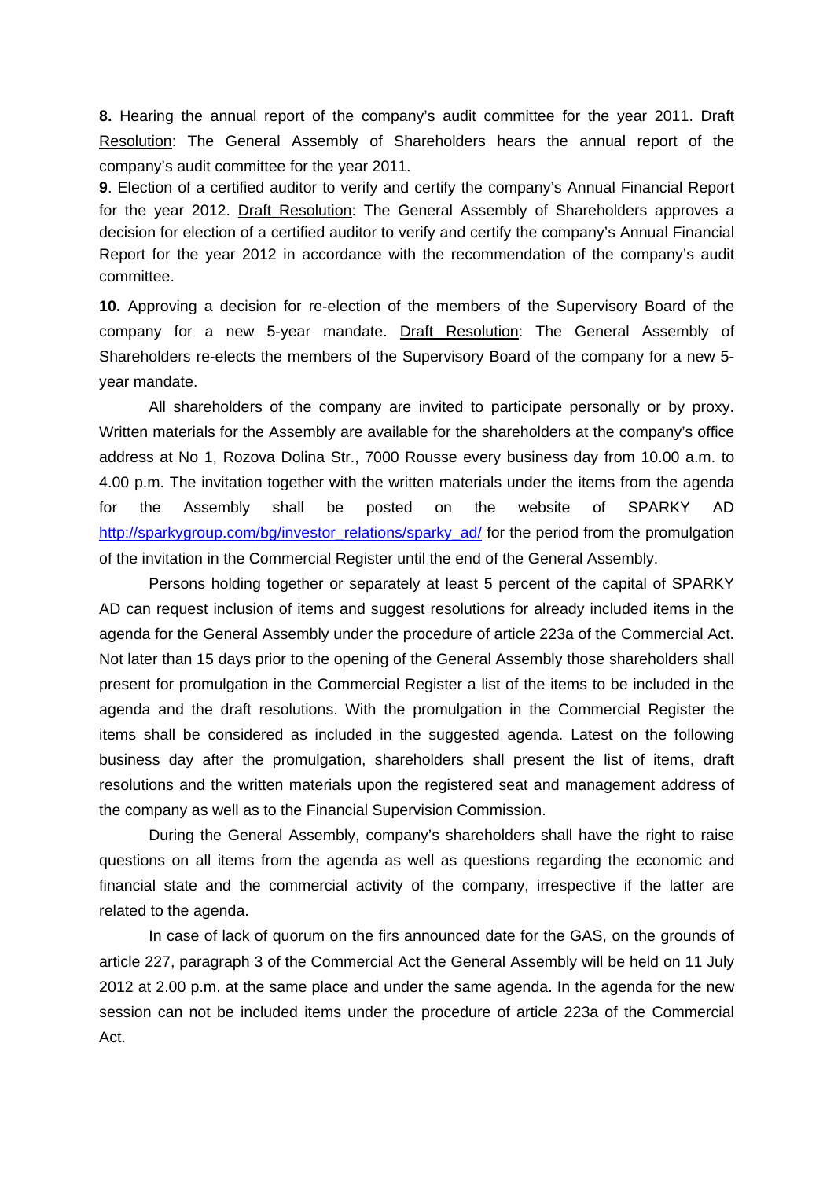**8.** Hearing the annual report of the company's audit committee for the year 2011. Draft Resolution: The General Assembly of Shareholders hears the annual report of the company's audit committee for the year 2011.

**9**. Election of a certified auditor to verify and certify the company's Annual Financial Report for the year 2012. Draft Resolution: The General Assembly of Shareholders approves a decision for election of a certified auditor to verify and certify the company's Annual Financial Report for the year 2012 in accordance with the recommendation of the company's audit committee.

**10.** Approving a decision for re-election of the members of the Supervisory Board of the company for a new 5-year mandate. Draft Resolution: The General Assembly of Shareholders re-elects the members of the Supervisory Board of the company for a new 5-year mandate.

All shareholders of the company are invited to participate personally or by proxy. Written materials for the Assembly are available for the shareholders at the company's office address at No 1, Rozova Dolina Str., 7000 Rousse every business day from 10.00 a.m. to 4.00 p.m. The invitation together with the written materials under the items from the agenda for the Assembly shall be posted on the website of SPARKY AD http://sparkygroup.com/bg/investor_relations/sparky_ad/ for the period from the promulgation of the invitation in the Commercial Register until the end of the General Assembly.

Persons holding together or separately at least 5 percent of the capital of SPARKY AD can request inclusion of items and suggest resolutions for already included items in the agenda for the General Assembly under the procedure of article 223a of the Commercial Act. Not later than 15 days prior to the opening of the General Assembly those shareholders shall present for promulgation in the Commercial Register a list of the items to be included in the agenda and the draft resolutions. With the promulgation in the Commercial Register the items shall be considered as included in the suggested agenda. Latest on the following business day after the promulgation, shareholders shall present the list of items, draft resolutions and the written materials upon the registered seat and management address of the company as well as to the Financial Supervision Commission.

During the General Assembly, company's shareholders shall have the right to raise questions on all items from the agenda as well as questions regarding the economic and financial state and the commercial activity of the company, irrespective if the latter are related to the agenda.

In case of lack of quorum on the firs announced date for the GAS, on the grounds of article 227, paragraph 3 of the Commercial Act the General Assembly will be held on 11 July 2012 at 2.00 p.m. at the same place and under the same agenda. In the agenda for the new session can not be included items under the procedure of article 223a of the Commercial Act.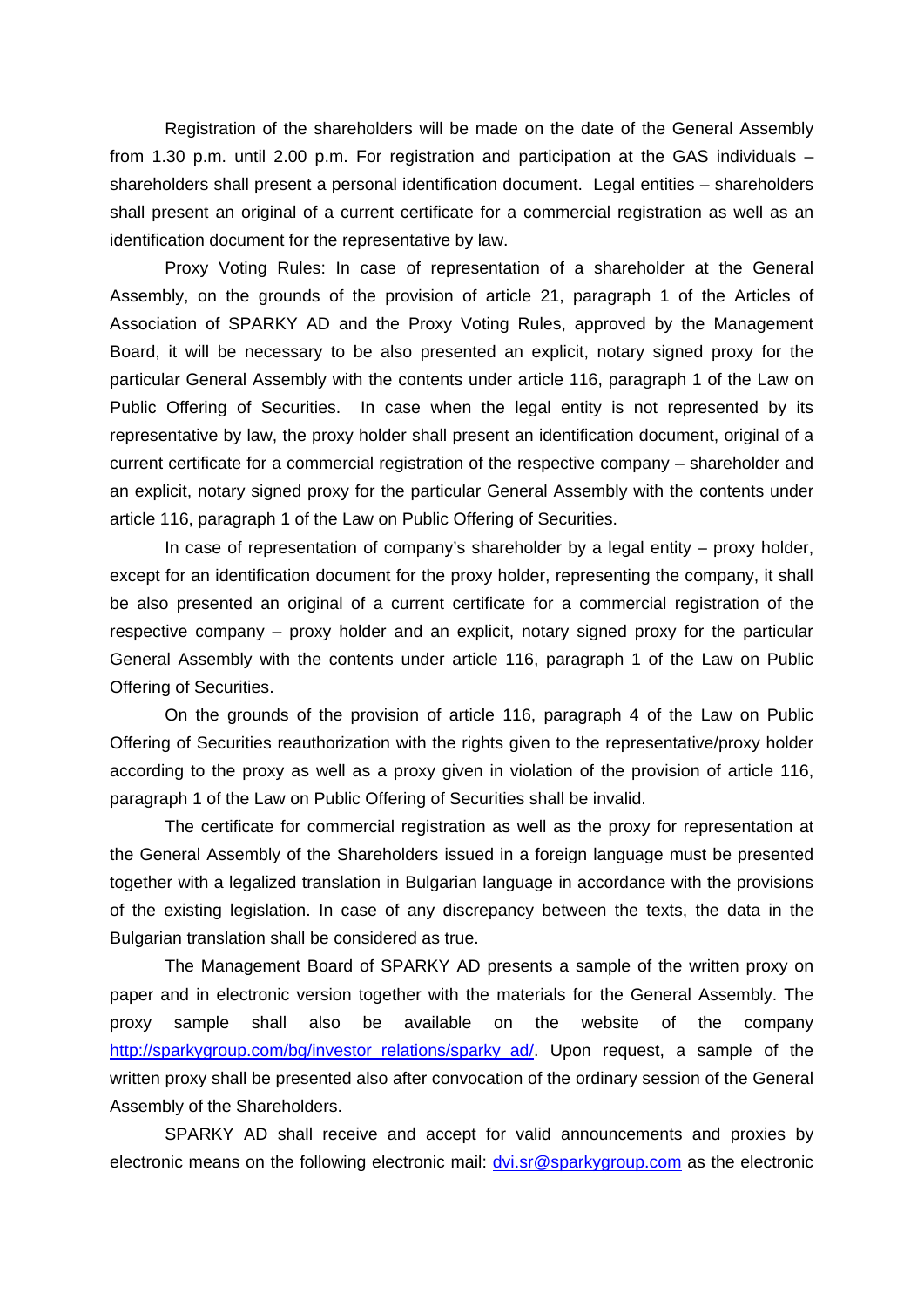Registration of the shareholders will be made on the date of the General Assembly from 1.30 p.m. until 2.00 p.m. For registration and participation at the GAS individuals – shareholders shall present a personal identification document. Legal entities – shareholders shall present an original of a current certificate for a commercial registration as well as an identification document for the representative by law.

Proxy Voting Rules: In case of representation of a shareholder at the General Assembly, on the grounds of the provision of article 21, paragraph 1 of the Articles of Association of SPARKY AD and the Proxy Voting Rules, approved by the Management Board, it will be necessary to be also presented an explicit, notary signed proxy for the particular General Assembly with the contents under article 116, paragraph 1 of the Law on Public Offering of Securities. In case when the legal entity is not represented by its representative by law, the proxy holder shall present an identification document, original of a current certificate for a commercial registration of the respective company – shareholder and an explicit, notary signed proxy for the particular General Assembly with the contents under article 116, paragraph 1 of the Law on Public Offering of Securities.

In case of representation of company's shareholder by a legal entity – proxy holder, except for an identification document for the proxy holder, representing the company, it shall be also presented an original of a current certificate for a commercial registration of the respective company – proxy holder and an explicit, notary signed proxy for the particular General Assembly with the contents under article 116, paragraph 1 of the Law on Public Offering of Securities.

On the grounds of the provision of article 116, paragraph 4 of the Law on Public Offering of Securities reauthorization with the rights given to the representative/proxy holder according to the proxy as well as a proxy given in violation of the provision of article 116, paragraph 1 of the Law on Public Offering of Securities shall be invalid.

The certificate for commercial registration as well as the proxy for representation at the General Assembly of the Shareholders issued in a foreign language must be presented together with a legalized translation in Bulgarian language in accordance with the provisions of the existing legislation. In case of any discrepancy between the texts, the data in the Bulgarian translation shall be considered as true.

The Management Board of SPARKY AD presents a sample of the written proxy on paper and in electronic version together with the materials for the General Assembly. The proxy sample shall also be available on the website of the company [http://sparkygroup.com/bg/investor_relations/sparky_ad/](http://sparkygroup.com/bg/investor_relations/sparky_ad/). Upon request, a sample of the written proxy shall be presented also after convocation of the ordinary session of the General Assembly of the Shareholders.

SPARKY AD shall receive and accept for valid announcements and proxies by electronic means on the following electronic mail: [dvi.sr@sparkygroup.com](mailto:dvi.sr@sparkygroup.com) as the electronic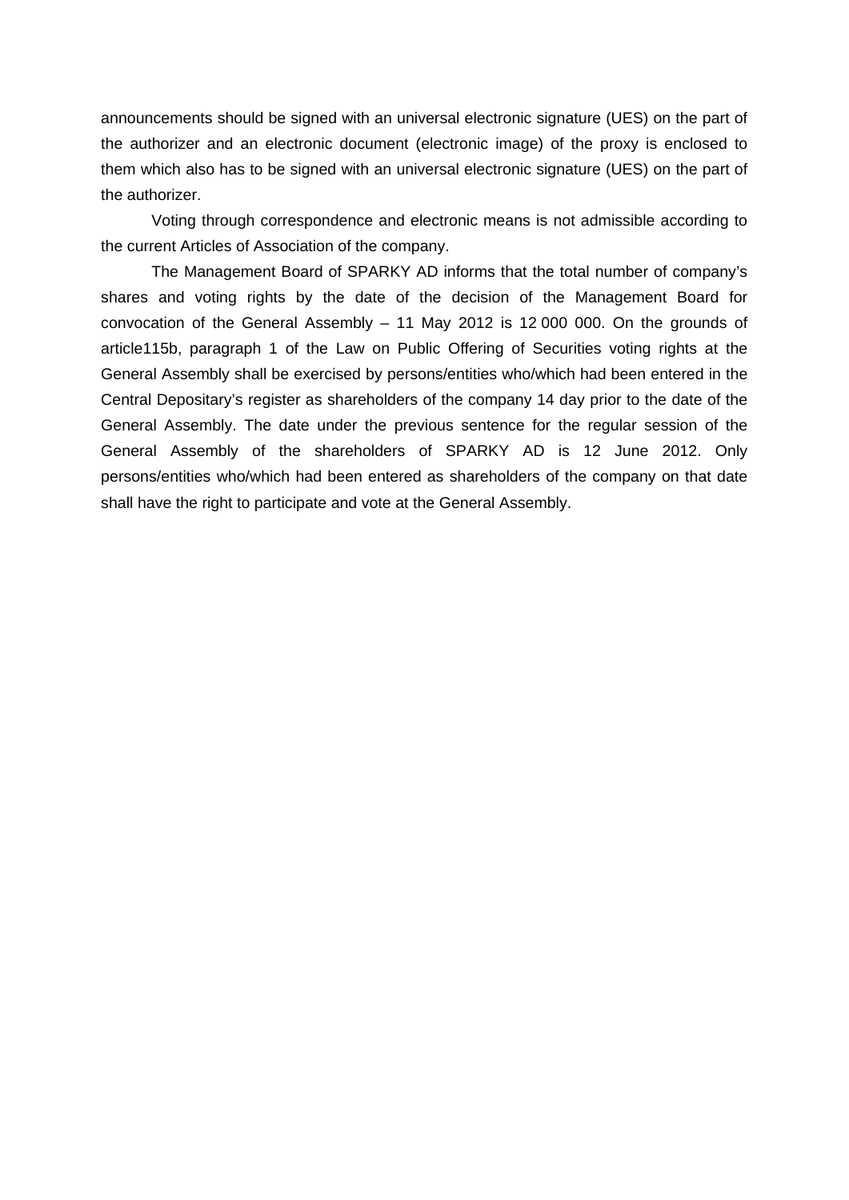announcements should be signed with an universal electronic signature (UES) on the part of the authorizer and an electronic document (electronic image) of the proxy is enclosed to them which also has to be signed with an universal electronic signature (UES) on the part of the authorizer.

Voting through correspondence and electronic means is not admissible according to the current Articles of Association of the company.

The Management Board of SPARKY AD informs that the total number of company's shares and voting rights by the date of the decision of the Management Board for convocation of the General Assembly – 11 May 2012 is 12 000 000. On the grounds of article115b, paragraph 1 of the Law on Public Offering of Securities voting rights at the General Assembly shall be exercised by persons/entities who/which had been entered in the Central Depositary's register as shareholders of the company 14 day prior to the date of the General Assembly. The date under the previous sentence for the regular session of the General Assembly of the shareholders of SPARKY AD is 12 June 2012. Only persons/entities who/which had been entered as shareholders of the company on that date shall have the right to participate and vote at the General Assembly.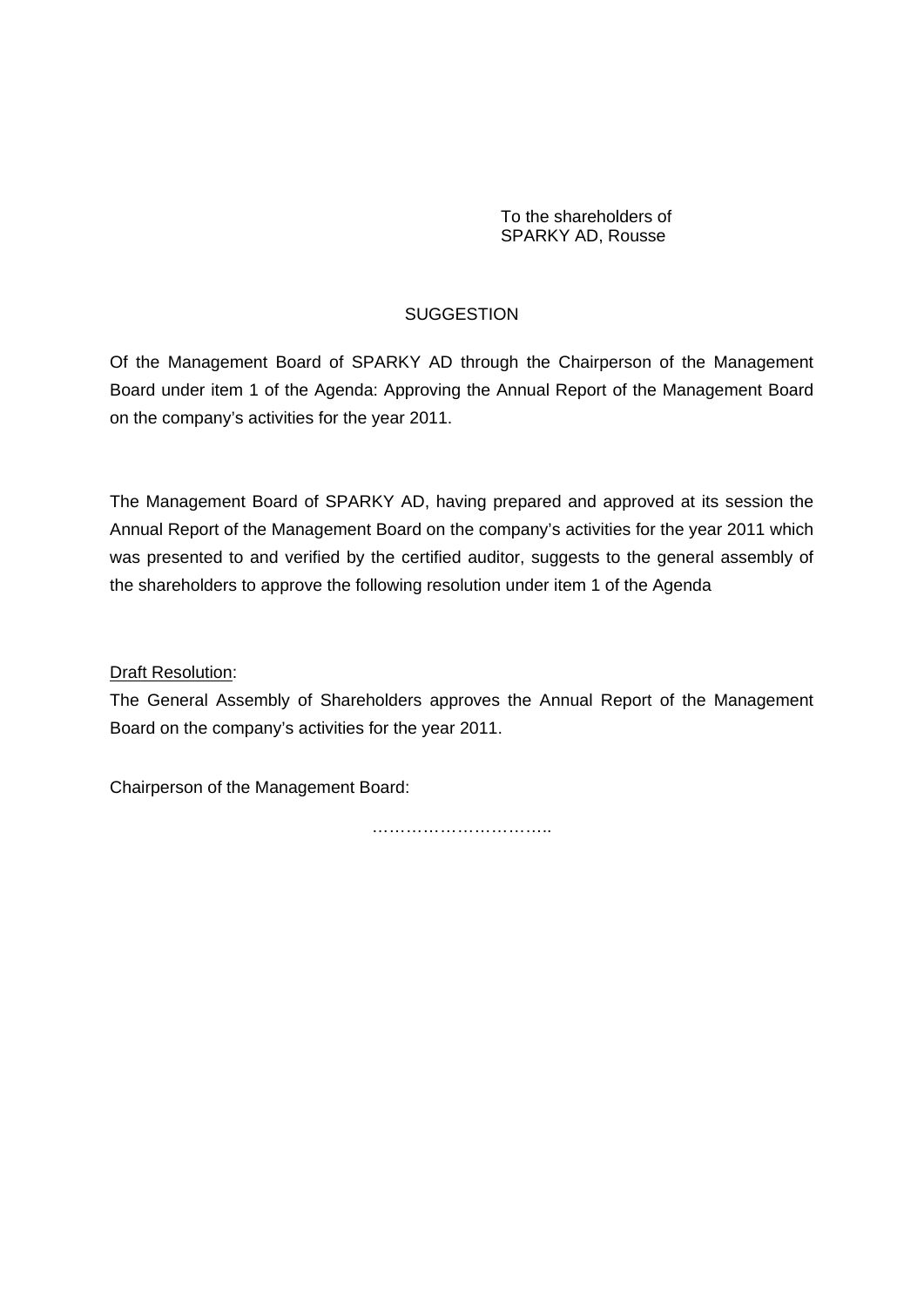To the shareholders of
SPARKY AD, Rousse

## SUGGESTION

Of the Management Board of SPARKY AD through the Chairperson of the Management Board under item 1 of the Agenda: Approving the Annual Report of the Management Board on the company's activities for the year 2011.

The Management Board of SPARKY AD, having prepared and approved at its session the Annual Report of the Management Board on the company's activities for the year 2011 which was presented to and verified by the certified auditor, suggests to the general assembly of the shareholders to approve the following resolution under item 1 of the Agenda

Draft Resolution:

The General Assembly of Shareholders approves the Annual Report of the Management Board on the company's activities for the year 2011.

Chairperson of the Management Board:

…………………………..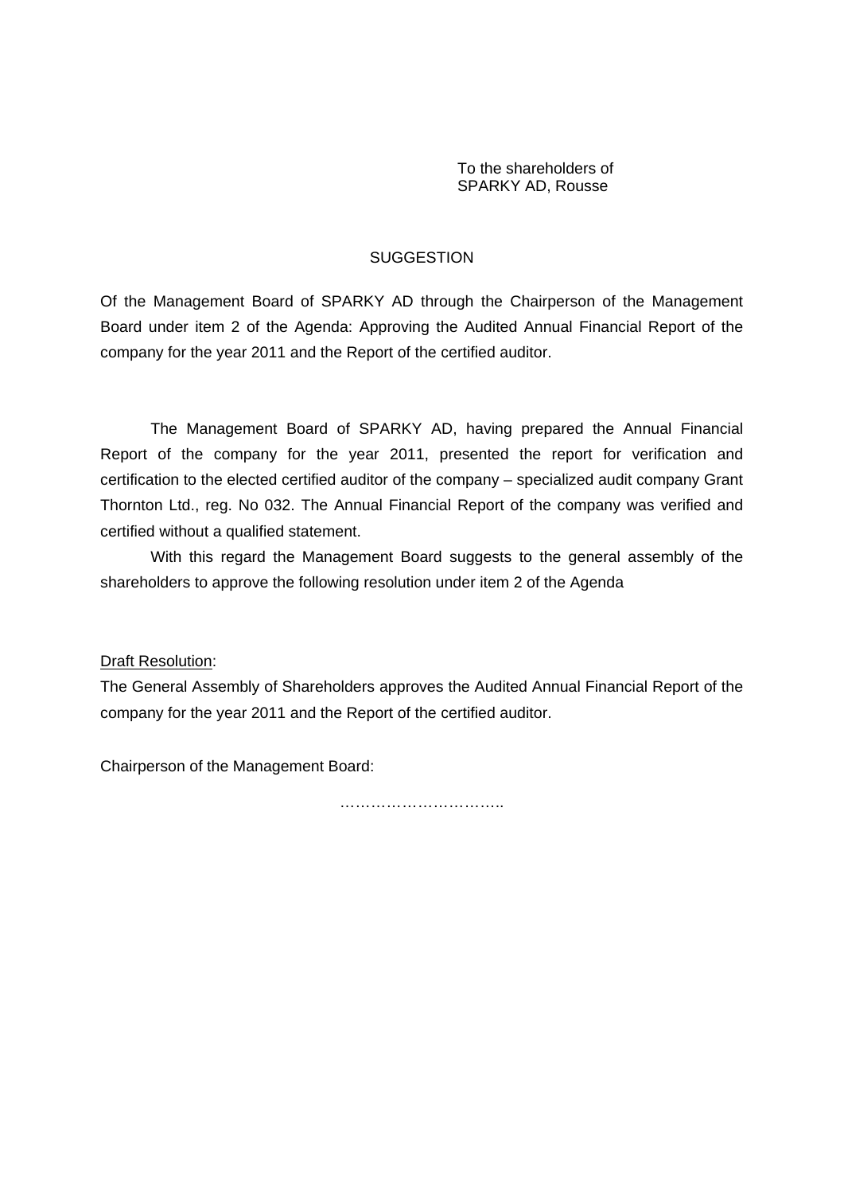To the shareholders of
SPARKY AD, Rousse

# SUGGESTION

Of the Management Board of SPARKY AD through the Chairperson of the Management Board under item 2 of the Agenda: Approving the Audited Annual Financial Report of the company for the year 2011 and the Report of the certified auditor.

The Management Board of SPARKY AD, having prepared the Annual Financial Report of the company for the year 2011, presented the report for verification and certification to the elected certified auditor of the company – specialized audit company Grant Thornton Ltd., reg. No 032. The Annual Financial Report of the company was verified and certified without a qualified statement.

With this regard the Management Board suggests to the general assembly of the shareholders to approve the following resolution under item 2 of the Agenda

<u>Draft Resolution</u>:

The General Assembly of Shareholders approves the Audited Annual Financial Report of the company for the year 2011 and the Report of the certified auditor.

Chairperson of the Management Board:

…………………………..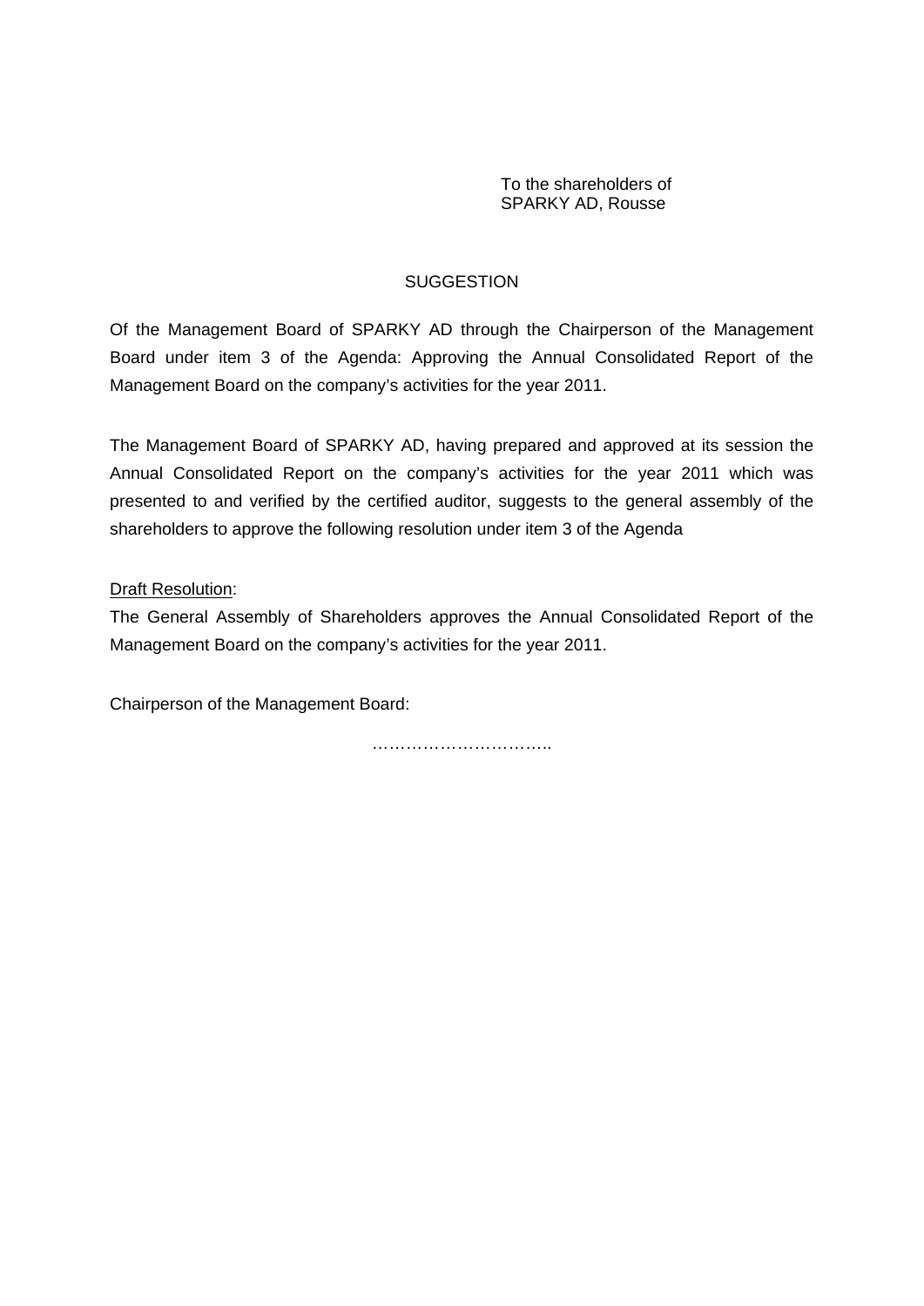To the shareholders of
SPARKY AD, Rousse

SUGGESTION

Of the Management Board of SPARKY AD through the Chairperson of the Management Board under item 3 of the Agenda: Approving the Annual Consolidated Report of the Management Board on the company's activities for the year 2011.

The Management Board of SPARKY AD, having prepared and approved at its session the Annual Consolidated Report on the company's activities for the year 2011 which was presented to and verified by the certified auditor, suggests to the general assembly of the shareholders to approve the following resolution under item 3 of the Agenda

Draft Resolution:

The General Assembly of Shareholders approves the Annual Consolidated Report of the Management Board on the company's activities for the year 2011.

Chairperson of the Management Board:

…………………………..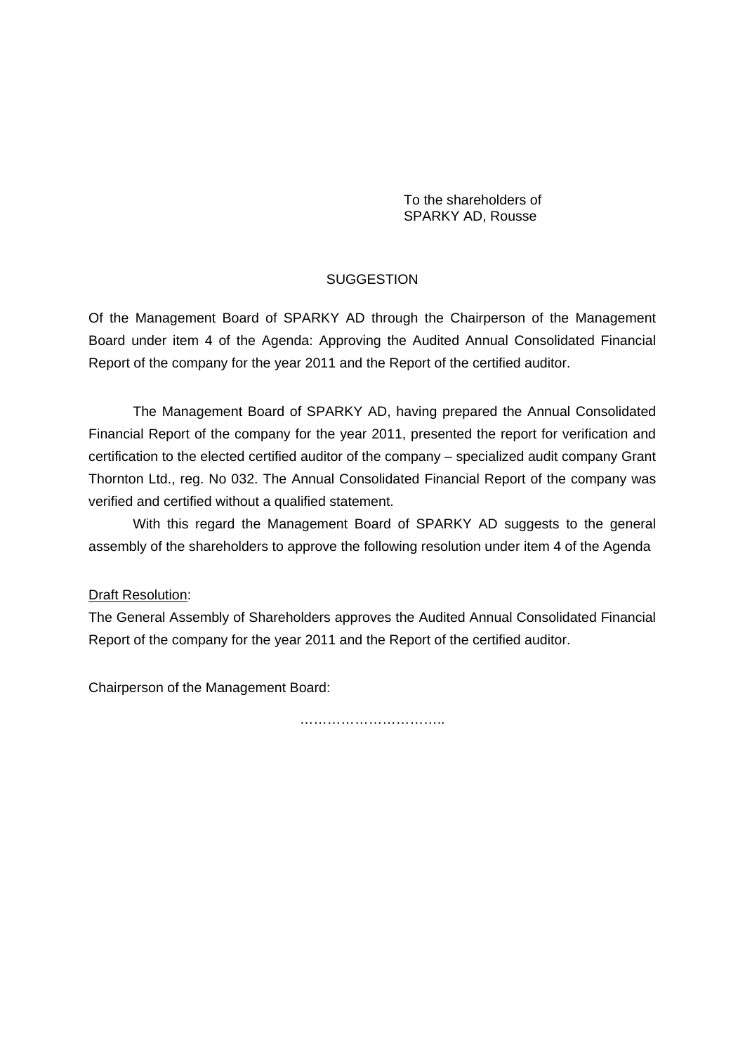To the shareholders of
SPARKY AD, Rousse

SUGGESTION

Of the Management Board of SPARKY AD through the Chairperson of the Management Board under item 4 of the Agenda: Approving the Audited Annual Consolidated Financial Report of the company for the year 2011 and the Report of the certified auditor.

The Management Board of SPARKY AD, having prepared the Annual Consolidated Financial Report of the company for the year 2011, presented the report for verification and certification to the elected certified auditor of the company – specialized audit company Grant Thornton Ltd., reg. No 032. The Annual Consolidated Financial Report of the company was verified and certified without a qualified statement.

With this regard the Management Board of SPARKY AD suggests to the general assembly of the shareholders to approve the following resolution under item 4 of the Agenda

Draft Resolution:
The General Assembly of Shareholders approves the Audited Annual Consolidated Financial Report of the company for the year 2011 and the Report of the certified auditor.

Chairperson of the Management Board:

…………………………..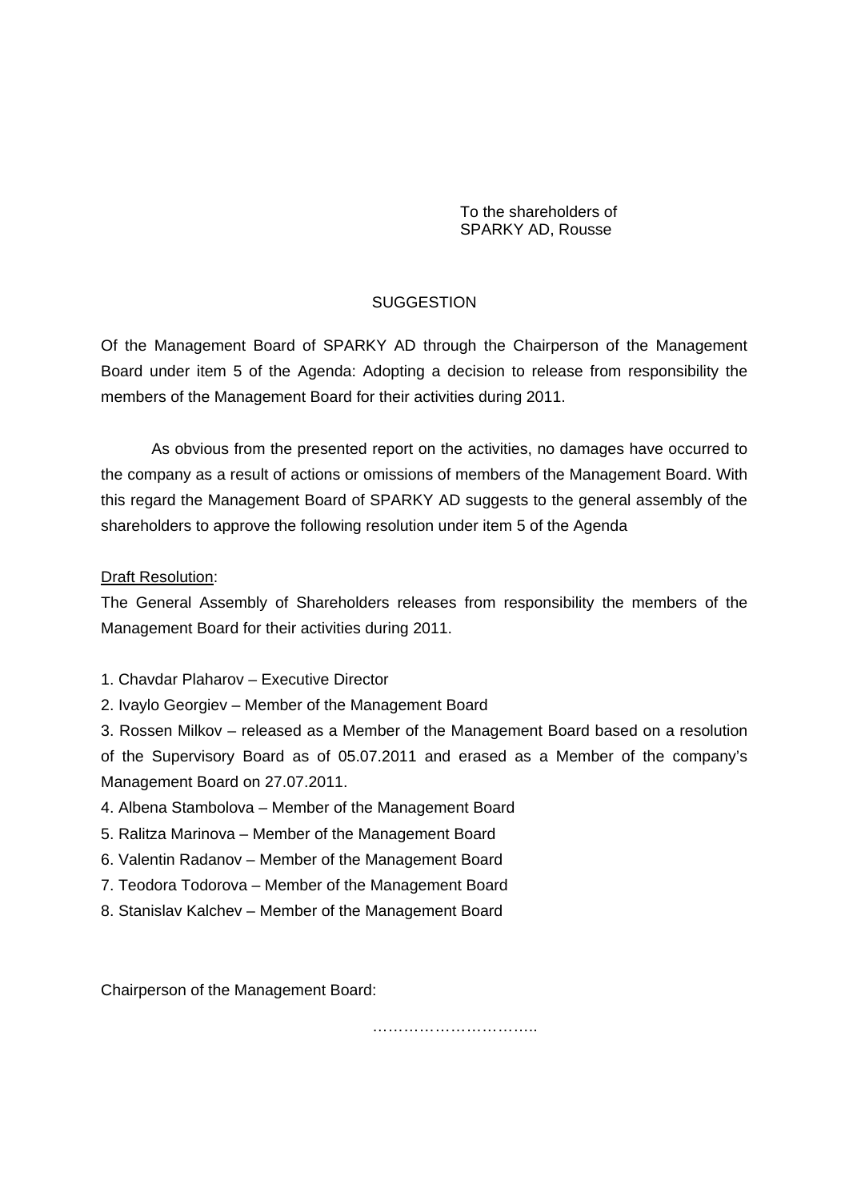To the shareholders of
SPARKY AD, Rousse

SUGGESTION

Of the Management Board of SPARKY AD through the Chairperson of the Management Board under item 5 of the Agenda: Adopting a decision to release from responsibility the members of the Management Board for their activities during 2011.

As obvious from the presented report on the activities, no damages have occurred to the company as a result of actions or omissions of members of the Management Board. With this regard the Management Board of SPARKY AD suggests to the general assembly of the shareholders to approve the following resolution under item 5 of the Agenda

<u>Draft Resolution</u>:
The General Assembly of Shareholders releases from responsibility the members of the Management Board for their activities during 2011.

1. Chavdar Plaharov – Executive Director
2. Ivaylo Georgiev – Member of the Management Board
3. Rossen Milkov – released as a Member of the Management Board based on a resolution of the Supervisory Board as of 05.07.2011 and erased as a Member of the company's Management Board on 27.07.2011.
4. Albena Stambolova – Member of the Management Board
5. Ralitza Marinova – Member of the Management Board
6. Valentin Radanov – Member of the Management Board
7. Teodora Todorova – Member of the Management Board
8. Stanislav Kalchev – Member of the Management Board

Chairperson of the Management Board:

…………………………..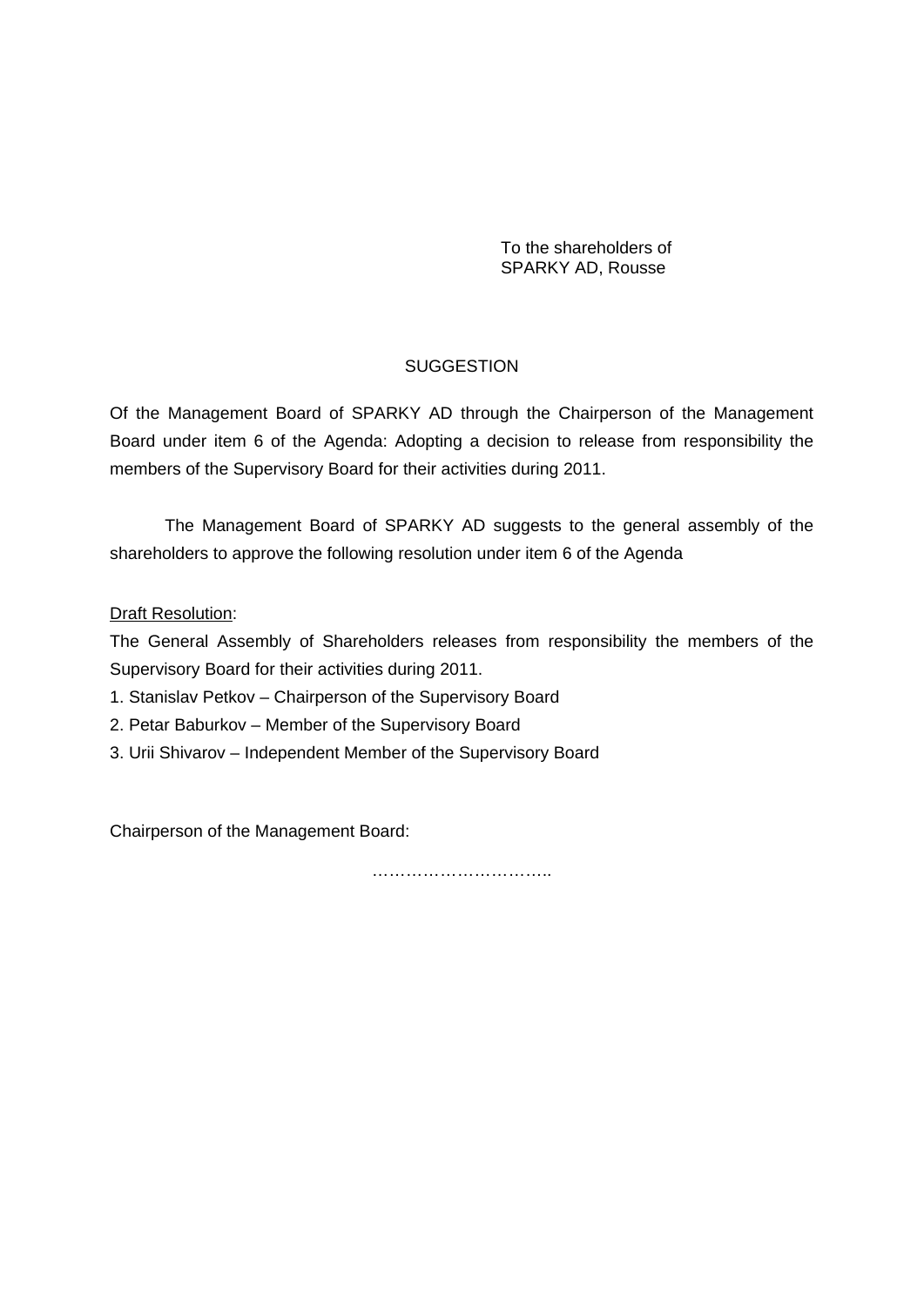To the shareholders of
SPARKY AD, Rousse

## SUGGESTION

Of the Management Board of SPARKY AD through the Chairperson of the Management Board under item 6 of the Agenda: Adopting a decision to release from responsibility the members of the Supervisory Board for their activities during 2011.

The Management Board of SPARKY AD suggests to the general assembly of the shareholders to approve the following resolution under item 6 of the Agenda

Draft Resolution:

The General Assembly of Shareholders releases from responsibility the members of the Supervisory Board for their activities during 2011.

1. Stanislav Petkov – Chairperson of the Supervisory Board
2. Petar Baburkov – Member of the Supervisory Board
3. Urii Shivarov – Independent Member of the Supervisory Board

Chairperson of the Management Board:

…………………………..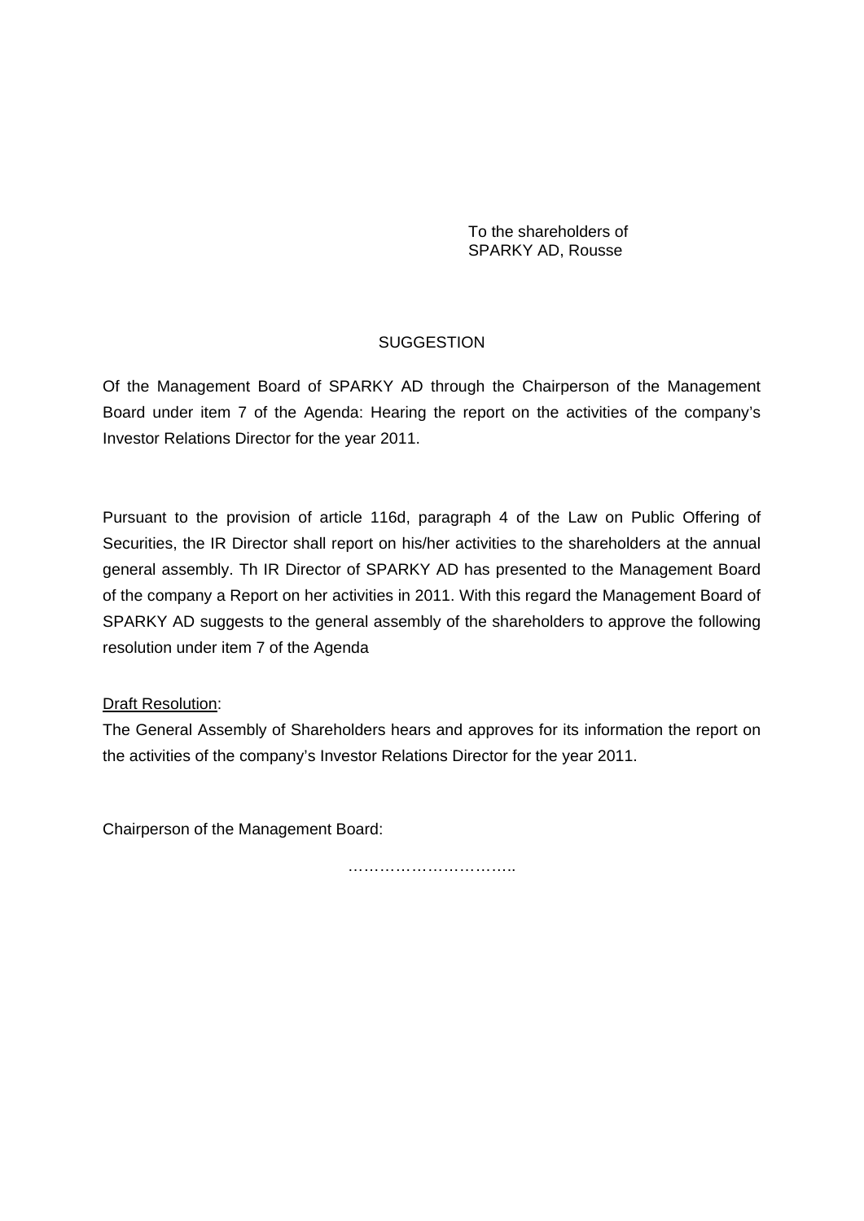To the shareholders of
SPARKY AD, Rousse

SUGGESTION

Of the Management Board of SPARKY AD through the Chairperson of the Management Board under item 7 of the Agenda: Hearing the report on the activities of the company's Investor Relations Director for the year 2011.

Pursuant to the provision of article 116d, paragraph 4 of the Law on Public Offering of Securities, the IR Director shall report on his/her activities to the shareholders at the annual general assembly. Th IR Director of SPARKY AD has presented to the Management Board of the company a Report on her activities in 2011. With this regard the Management Board of SPARKY AD suggests to the general assembly of the shareholders to approve the following resolution under item 7 of the Agenda

Draft Resolution:
The General Assembly of Shareholders hears and approves for its information the report on the activities of the company's Investor Relations Director for the year 2011.

Chairperson of the Management Board:

…………………………..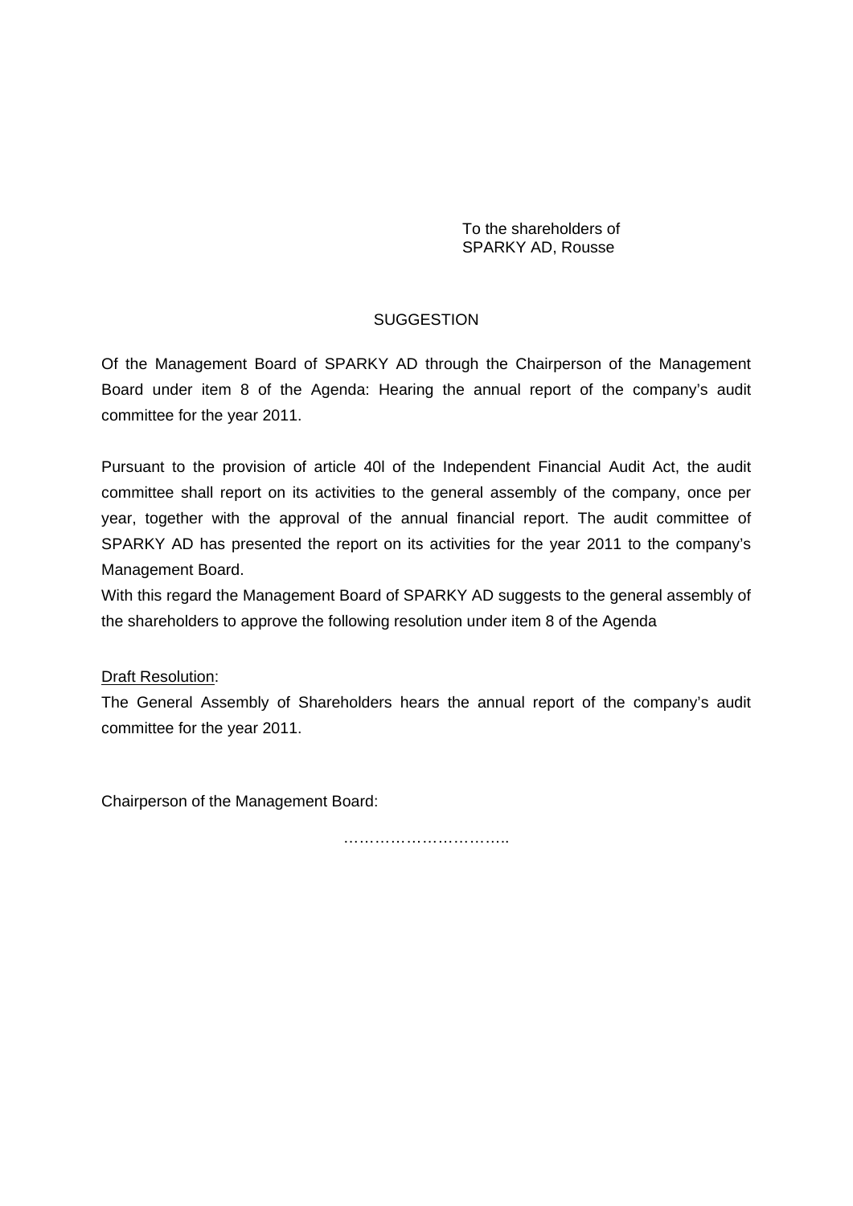To the shareholders of
SPARKY AD, Rousse

SUGGESTION

Of the Management Board of SPARKY AD through the Chairperson of the Management Board under item 8 of the Agenda: Hearing the annual report of the company's audit committee for the year 2011.

Pursuant to the provision of article 40l of the Independent Financial Audit Act, the audit committee shall report on its activities to the general assembly of the company, once per year, together with the approval of the annual financial report. The audit committee of SPARKY AD has presented the report on its activities for the year 2011 to the company's Management Board.

With this regard the Management Board of SPARKY AD suggests to the general assembly of the shareholders to approve the following resolution under item 8 of the Agenda

<u>Draft Resolution</u>:

The General Assembly of Shareholders hears the annual report of the company's audit committee for the year 2011.

Chairperson of the Management Board:

…………………………..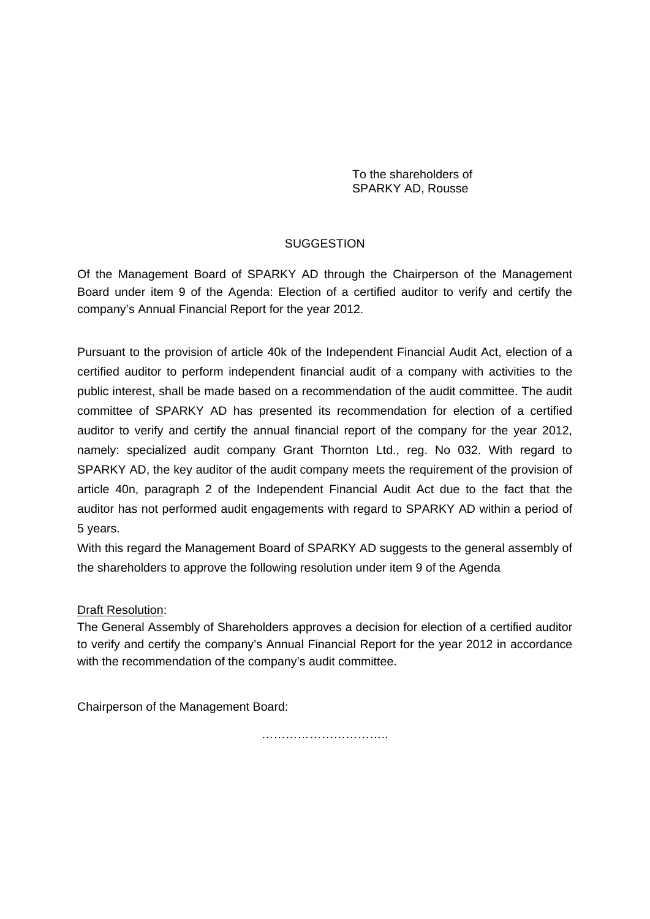To the shareholders of
SPARKY AD, Rousse

# SUGGESTION

Of the Management Board of SPARKY AD through the Chairperson of the Management Board under item 9 of the Agenda: Election of a certified auditor to verify and certify the company's Annual Financial Report for the year 2012.

Pursuant to the provision of article 40k of the Independent Financial Audit Act, election of a certified auditor to perform independent financial audit of a company with activities to the public interest, shall be made based on a recommendation of the audit committee. The audit committee of SPARKY AD has presented its recommendation for election of a certified auditor to verify and certify the annual financial report of the company for the year 2012, namely: specialized audit company Grant Thornton Ltd., reg. No 032. With regard to SPARKY AD, the key auditor of the audit company meets the requirement of the provision of article 40n, paragraph 2 of the Independent Financial Audit Act due to the fact that the auditor has not performed audit engagements with regard to SPARKY AD within a period of 5 years.

With this regard the Management Board of SPARKY AD suggests to the general assembly of the shareholders to approve the following resolution under item 9 of the Agenda

Draft Resolution:

The General Assembly of Shareholders approves a decision for election of a certified auditor to verify and certify the company's Annual Financial Report for the year 2012 in accordance with the recommendation of the company's audit committee.

Chairperson of the Management Board:

…………………………..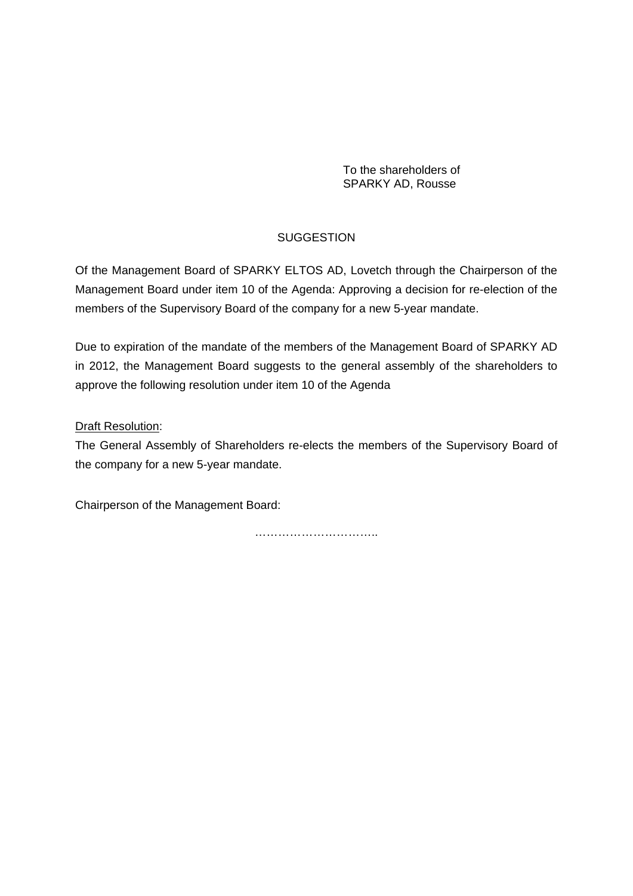To the shareholders of
SPARKY AD, Rousse

SUGGESTION

Of the Management Board of SPARKY ELTOS AD, Lovetch through the Chairperson of the Management Board under item 10 of the Agenda: Approving a decision for re-election of the members of the Supervisory Board of the company for a new 5-year mandate.

Due to expiration of the mandate of the members of the Management Board of SPARKY AD in 2012, the Management Board suggests to the general assembly of the shareholders to approve the following resolution under item 10 of the Agenda

<u>Draft Resolution</u>:
The General Assembly of Shareholders re-elects the members of the Supervisory Board of the company for a new 5-year mandate.

Chairperson of the Management Board:

…………………………..